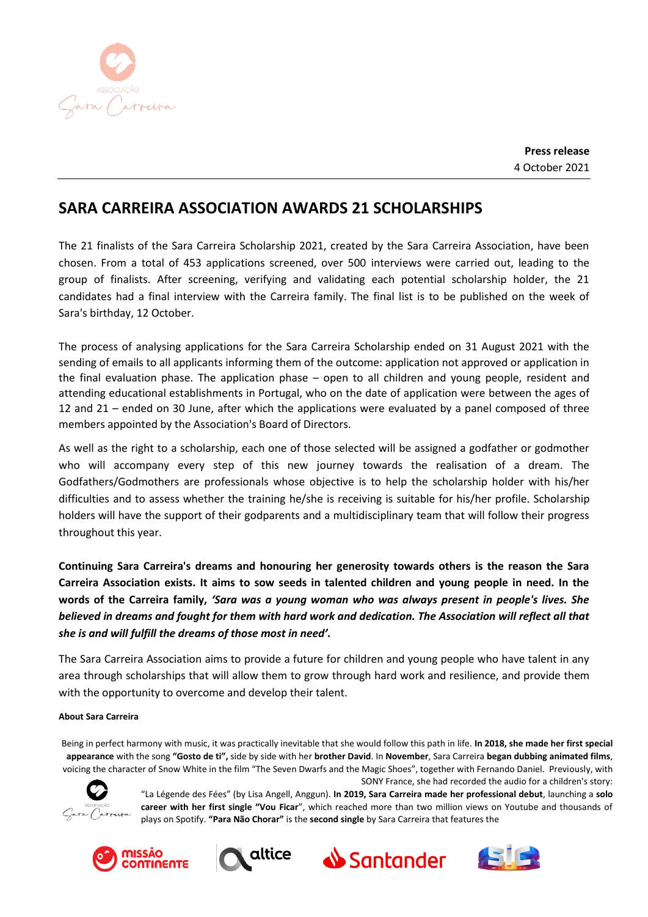**Press release**
4 October 2021

# SARA CARREIRA ASSOCIATION AWARDS 21 SCHOLARSHIPS

The 21 finalists of the Sara Carreira Scholarship 2021, created by the Sara Carreira Association, have been chosen. From a total of 453 applications screened, over 500 interviews were carried out, leading to the group of finalists. After screening, verifying and validating each potential scholarship holder, the 21 candidates had a final interview with the Carreira family. The final list is to be published on the week of Sara's birthday, 12 October.

The process of analysing applications for the Sara Carreira Scholarship ended on 31 August 2021 with the sending of emails to all applicants informing them of the outcome: application not approved or application in the final evaluation phase. The application phase – open to all children and young people, resident and attending educational establishments in Portugal, who on the date of application were between the ages of 12 and 21 – ended on 30 June, after which the applications were evaluated by a panel composed of three members appointed by the Association's Board of Directors.

As well as the right to a scholarship, each one of those selected will be assigned a godfather or godmother who will accompany every step of this new journey towards the realisation of a dream. The Godfathers/Godmothers are professionals whose objective is to help the scholarship holder with his/her difficulties and to assess whether the training he/she is receiving is suitable for his/her profile. Scholarship holders will have the support of their godparents and a multidisciplinary team that will follow their progress throughout this year.

**Continuing Sara Carreira's dreams and honouring her generosity towards others is the reason the Sara Carreira Association exists. It aims to sow seeds in talented children and young people in need. In the words of the Carreira family, *'Sara was a young woman who was always present in people's lives. She believed in dreams and fought for them with hard work and dedication. The Association will reflect all that she is and will fulfill the dreams of those most in need'.***

The Sara Carreira Association aims to provide a future for children and young people who have talent in any area through scholarships that will allow them to grow through hard work and resilience, and provide them with the opportunity to overcome and develop their talent.

**About Sara Carreira**

Being in perfect harmony with music, it was practically inevitable that she would follow this path in life. **In 2018, she made her first special appearance** with the song **"Gosto de ti",** side by side with her **brother David**. In **November**, Sara Carreira **began dubbing animated films**, voicing the character of Snow White in the film "The Seven Dwarfs and the Magic Shoes", together with Fernando Daniel. Previously, with SONY France, she had recorded the audio for a children's story: "La Légende des Fées" (by Lisa Angell, Anggun). **In 2019, Sara Carreira made her professional debut**, launching a **solo career with her first single "Vou Ficar"**, which reached more than two million views on Youtube and thousands of plays on Spotify. **"Para Não Chorar"** is the **second single** by Sara Carreira that features the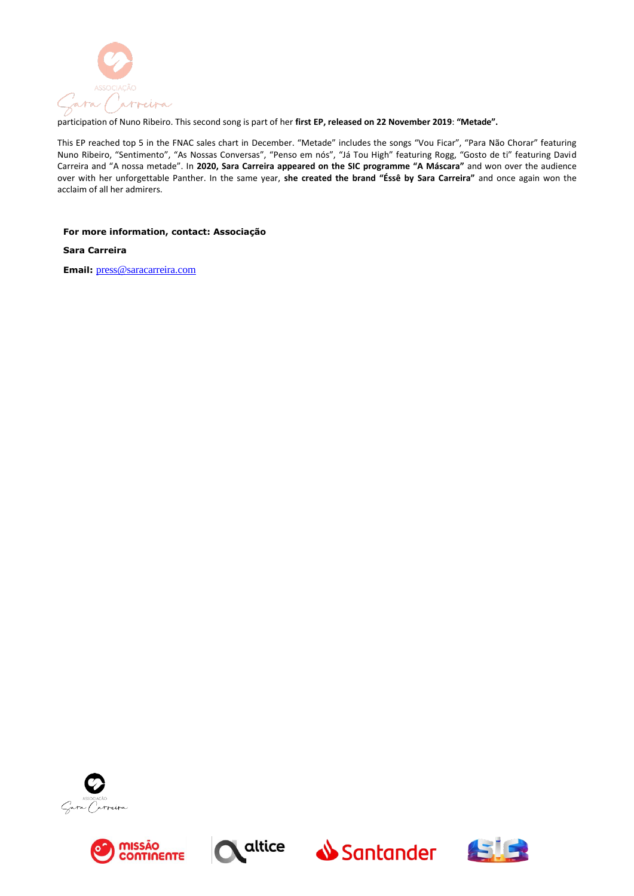participation of Nuno Ribeiro. This second song is part of her **first EP, released on 22 November 2019**: **"Metade".**

This EP reached top 5 in the FNAC sales chart in December. "Metade" includes the songs "Vou Ficar", "Para Não Chorar" featuring Nuno Ribeiro, "Sentimento", "As Nossas Conversas", "Penso em nós", "Já Tou High" featuring Rogg, "Gosto de ti" featuring David Carreira and "A nossa metade". In **2020, Sara Carreira appeared on the SIC programme "A Máscara"** and won over the audience over with her unforgettable Panther. In the same year, **she created the brand "Éssê by Sara Carreira"** and once again won the acclaim of all her admirers.

**For more information, contact: Associação**

**Sara Carreira**

**Email:** press@saracarreira.com